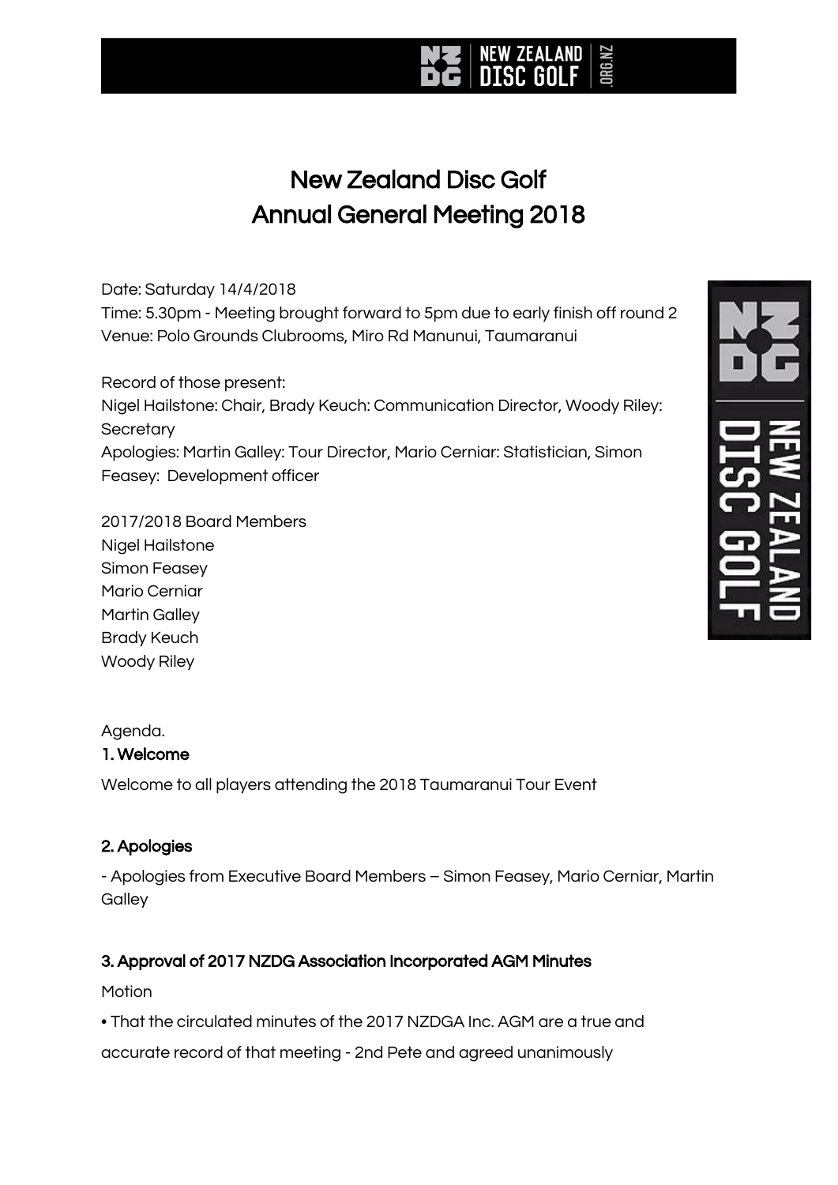# New Zealand Disc Golf
# Annual General Meeting 2018

Date: Saturday 14/4/2018
Time: 5.30pm - Meeting brought forward to 5pm due to early finish off round 2
Venue: Polo Grounds Clubrooms, Miro Rd Manunui, Taumaranui

Record of those present:
Nigel Hailstone: Chair, Brady Keuch: Communication Director, Woody Riley: Secretary
Apologies: Martin Galley: Tour Director, Mario Cerniar: Statistician, Simon Feasey: Development officer

2017/2018 Board Members
Nigel Hailstone
Simon Feasey
Mario Cerniar
Martin Galley
Brady Keuch
Woody Riley

Agenda.

## 1. Welcome

Welcome to all players attending the 2018 Taumaranui Tour Event

## 2. Apologies

- Apologies from Executive Board Members – Simon Feasey, Mario Cerniar, Martin Galley

## 3. Approval of 2017 NZDG Association Incorporated AGM Minutes

Motion

• That the circulated minutes of the 2017 NZDGA Inc. AGM are a true and accurate record of that meeting - 2nd Pete and agreed unanimously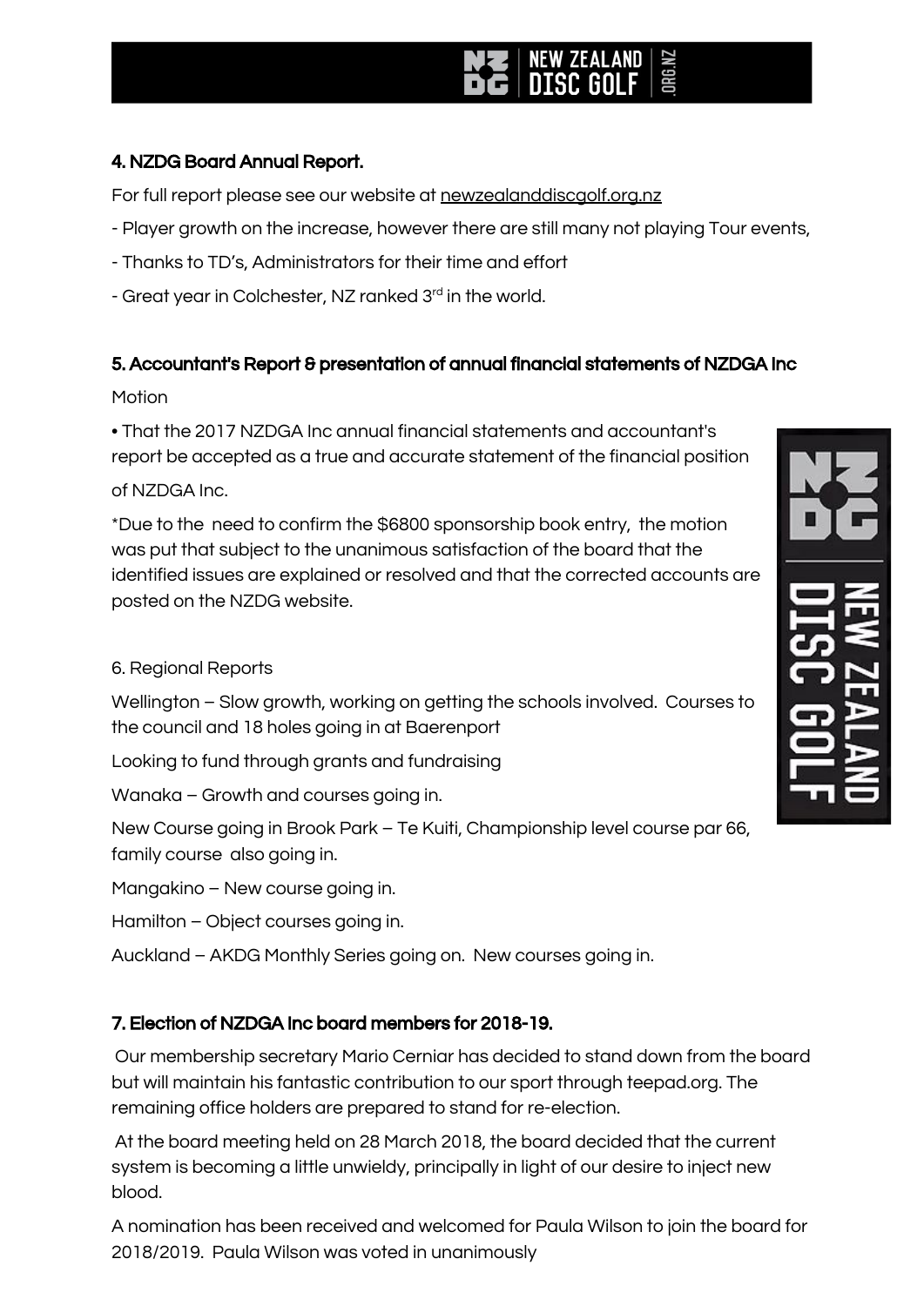## 4. NZDG Board Annual Report.

For full report please see our website at newzealanddiscgolf.org.nz

- Player growth on the increase, however there are still many not playing Tour events,
- Thanks to TD's, Administrators for their time and effort
- Great year in Colchester, NZ ranked 3rd in the world.

## 5. Accountant's Report & presentation of annual financial statements of NZDGA Inc

Motion

• That the 2017 NZDGA Inc annual financial statements and accountant's report be accepted as a true and accurate statement of the financial position of NZDGA Inc.

*Due to the need to confirm the $6800 sponsorship book entry, the motion was put that subject to the unanimous satisfaction of the board that the identified issues are explained or resolved and that the corrected accounts are posted on the NZDG website.

6. Regional Reports

Wellington – Slow growth, working on getting the schools involved. Courses to the council and 18 holes going in at Baerenport

Looking to fund through grants and fundraising

Wanaka – Growth and courses going in.

New Course going in Brook Park – Te Kuiti, Championship level course par 66, family course also going in.

Mangakino – New course going in.

Hamilton – Object courses going in.

Auckland – AKDG Monthly Series going on. New courses going in.

## 7. Election of NZDGA Inc board members for 2018-19.

Our membership secretary Mario Cerniar has decided to stand down from the board but will maintain his fantastic contribution to our sport through teepad.org. The remaining office holders are prepared to stand for re-election.

At the board meeting held on 28 March 2018, the board decided that the current system is becoming a little unwieldy, principally in light of our desire to inject new blood.

A nomination has been received and welcomed for Paula Wilson to join the board for 2018/2019. Paula Wilson was voted in unanimously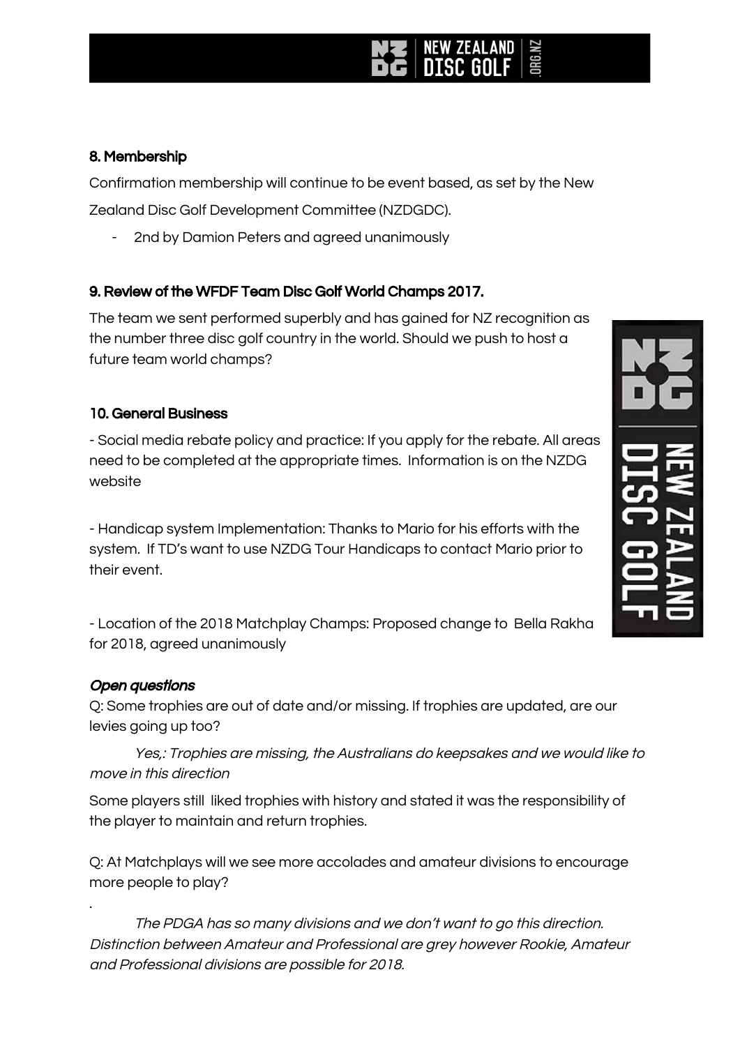## 8. Membership

Confirmation membership will continue to be event based, as set by the New Zealand Disc Golf Development Committee (NZDGDC).

- 2nd by Damion Peters and agreed unanimously

## 9. Review of the WFDF Team Disc Golf World Champs 2017.

The team we sent performed superbly and has gained for NZ recognition as the number three disc golf country in the world. Should we push to host a future team world champs?

## 10. General Business

- Social media rebate policy and practice: If you apply for the rebate. All areas need to be completed at the appropriate times. Information is on the NZDG website

- Handicap system Implementation: Thanks to Mario for his efforts with the system. If TD's want to use NZDG Tour Handicaps to contact Mario prior to their event.

- Location of the 2018 Matchplay Champs: Proposed change to Bella Rakha for 2018, agreed unanimously

### *Open questions*

Q: Some trophies are out of date and/or missing. If trophies are updated, are our levies going up too?

*Yes,: Trophies are missing, the Australians do keepsakes and we would like to move in this direction*

Some players still liked trophies with history and stated it was the responsibility of the player to maintain and return trophies.

Q: At Matchplays will we see more accolades and amateur divisions to encourage more people to play?

.

*The PDGA has so many divisions and we don't want to go this direction. Distinction between Amateur and Professional are grey however Rookie, Amateur and Professional divisions are possible for 2018.*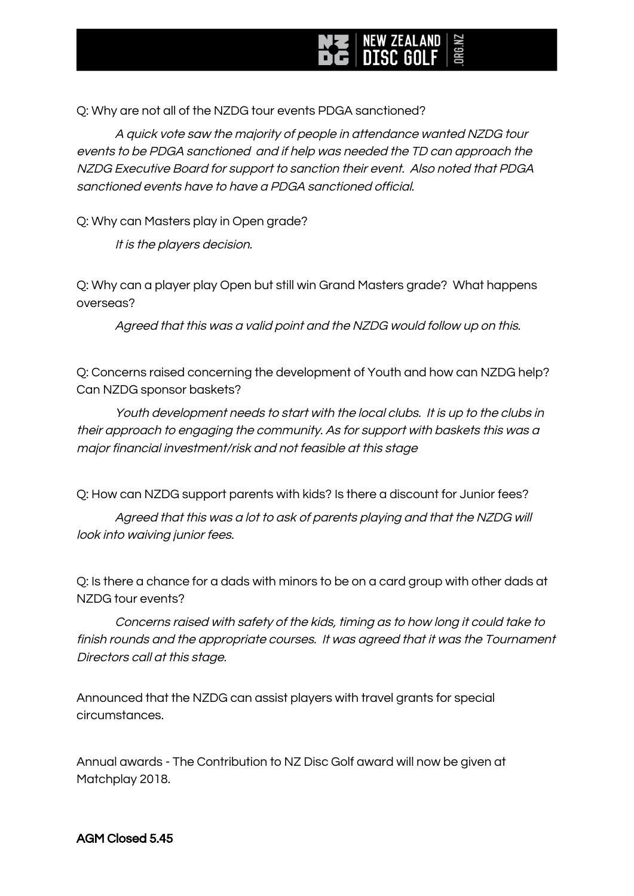Q: Why are not all of the NZDG tour events PDGA sanctioned?

*A quick vote saw the majority of people in attendance wanted NZDG tour events to be PDGA sanctioned and if help was needed the TD can approach the NZDG Executive Board for support to sanction their event. Also noted that PDGA sanctioned events have to have a PDGA sanctioned official.*

Q: Why can Masters play in Open grade?

*It is the players decision.*

Q: Why can a player play Open but still win Grand Masters grade? What happens overseas?

*Agreed that this was a valid point and the NZDG would follow up on this.*

Q: Concerns raised concerning the development of Youth and how can NZDG help? Can NZDG sponsor baskets?

*Youth development needs to start with the local clubs. It is up to the clubs in their approach to engaging the community. As for support with baskets this was a major financial investment/risk and not feasible at this stage*

Q: How can NZDG support parents with kids? Is there a discount for Junior fees?

*Agreed that this was a lot to ask of parents playing and that the NZDG will look into waiving junior fees.*

Q: Is there a chance for a dads with minors to be on a card group with other dads at NZDG tour events?

*Concerns raised with safety of the kids, timing as to how long it could take to finish rounds and the appropriate courses. It was agreed that it was the Tournament Directors call at this stage.*

Announced that the NZDG can assist players with travel grants for special circumstances.

Annual awards - The Contribution to NZ Disc Golf award will now be given at Matchplay 2018.

**AGM Closed 5.45**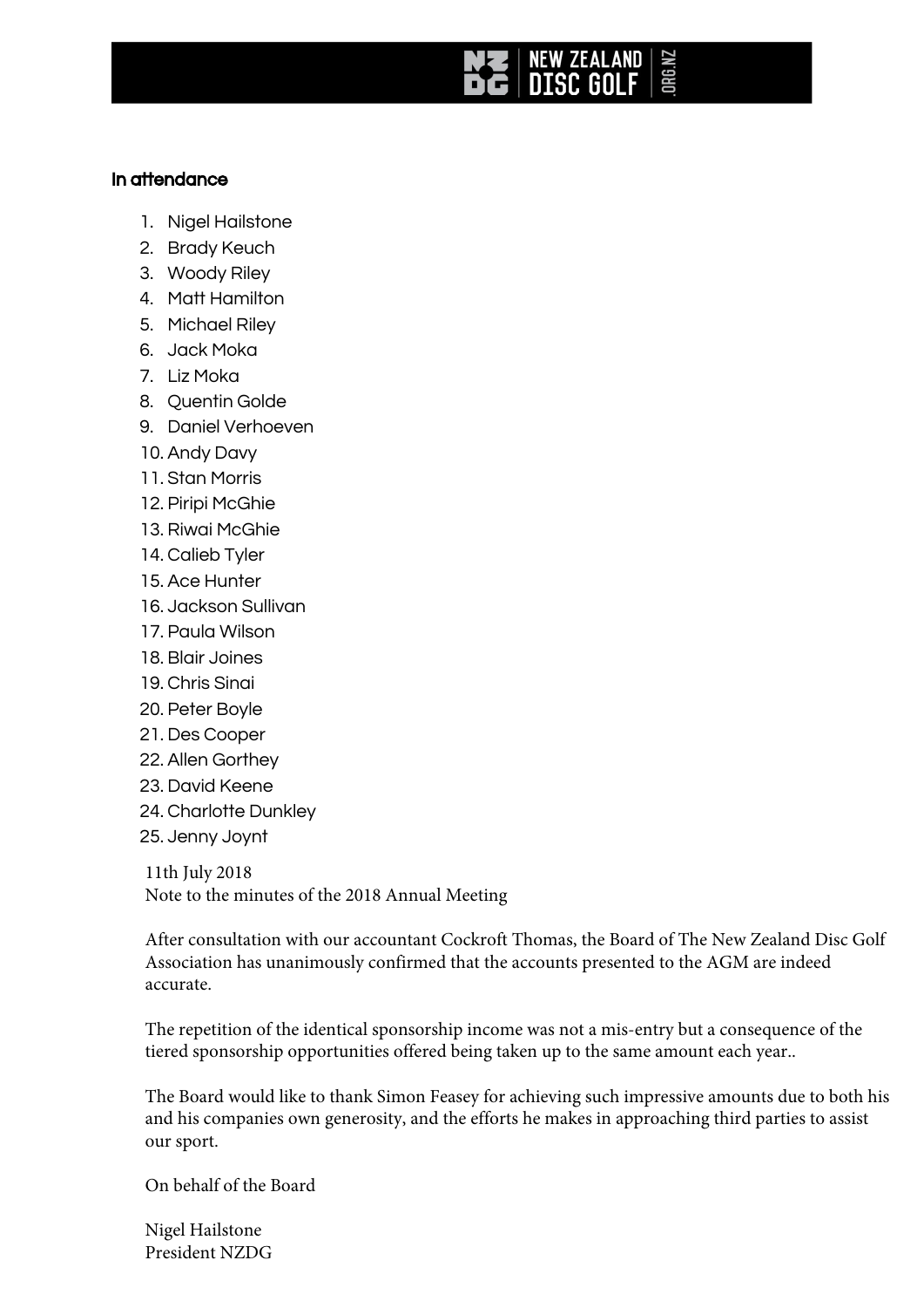### In attendance

1. Nigel Hailstone
2. Brady Keuch
3. Woody Riley
4. Matt Hamilton
5. Michael Riley
6. Jack Moka
7. Liz Moka
8. Quentin Golde
9. Daniel Verhoeven
10. Andy Davy
11. Stan Morris
12. Piripi McGhie
13. Riwai McGhie
14. Calieb Tyler
15. Ace Hunter
16. Jackson Sullivan
17. Paula Wilson
18. Blair Joines
19. Chris Sinai
20. Peter Boyle
21. Des Cooper
22. Allen Gorthey
23. David Keene
24. Charlotte Dunkley
25. Jenny Joynt

11th July 2018
Note to the minutes of the 2018 Annual Meeting

After consultation with our accountant Cockroft Thomas, the Board of The New Zealand Disc Golf Association has unanimously confirmed that the accounts presented to the AGM are indeed accurate.

The repetition of the identical sponsorship income was not a mis-entry but a consequence of the tiered sponsorship opportunities offered being taken up to the same amount each year..

The Board would like to thank Simon Feasey for achieving such impressive amounts due to both his and his companies own generosity, and the efforts he makes in approaching third parties to assist our sport.

On behalf of the Board

Nigel Hailstone
President NZDG